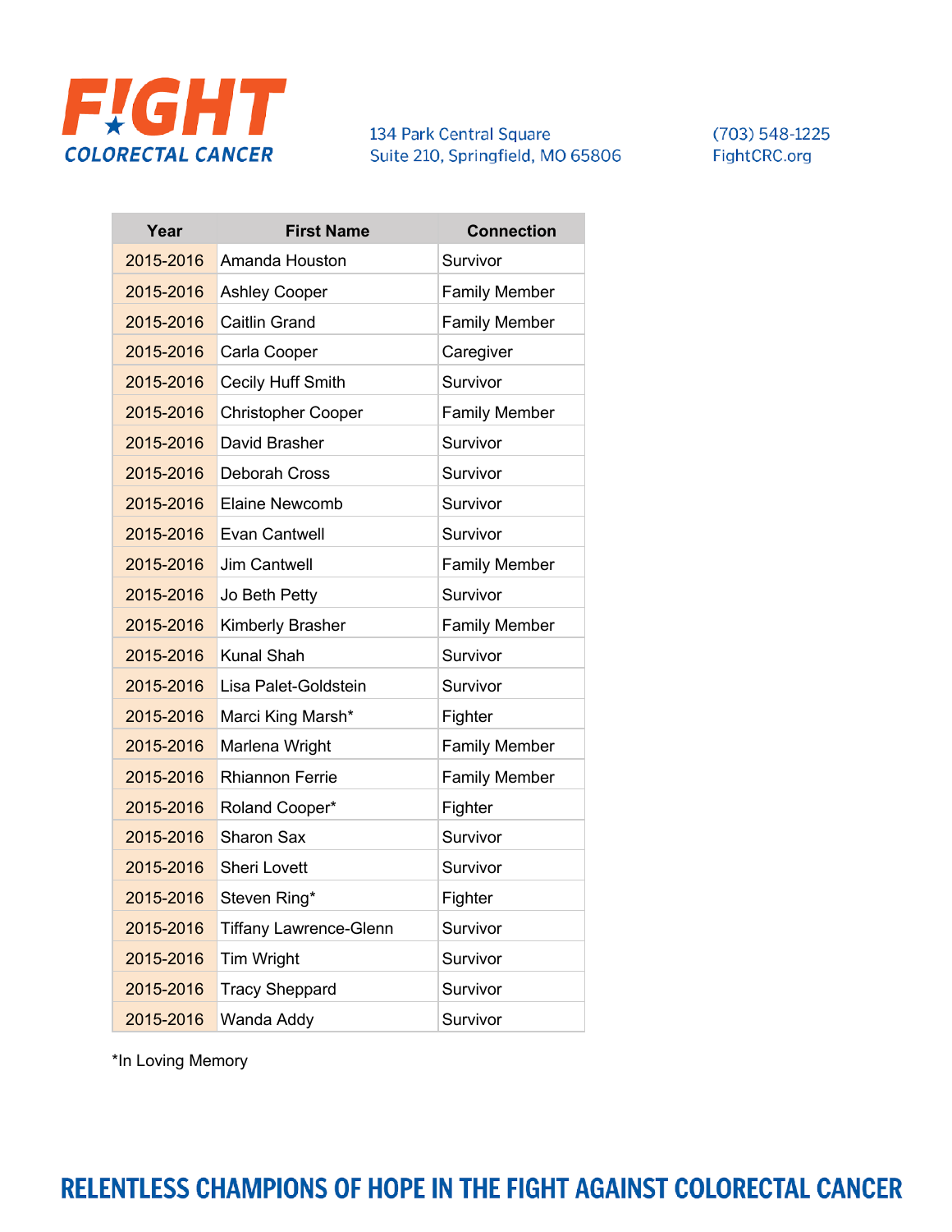# FIGHT COLORECTAL CANCER

134 Park Central Square
Suite 210, Springfield, MO 65806

(703) 548-1225
FightCRC.org

| Year | First Name | Connection |
|---|---|---|
| 2015-2016 | Amanda Houston | Survivor |
| 2015-2016 | Ashley Cooper | Family Member |
| 2015-2016 | Caitlin Grand | Family Member |
| 2015-2016 | Carla Cooper | Caregiver |
| 2015-2016 | Cecily Huff Smith | Survivor |
| 2015-2016 | Christopher Cooper | Family Member |
| 2015-2016 | David Brasher | Survivor |
| 2015-2016 | Deborah Cross | Survivor |
| 2015-2016 | Elaine Newcomb | Survivor |
| 2015-2016 | Evan Cantwell | Survivor |
| 2015-2016 | Jim Cantwell | Family Member |
| 2015-2016 | Jo Beth Petty | Survivor |
| 2015-2016 | Kimberly Brasher | Family Member |
| 2015-2016 | Kunal Shah | Survivor |
| 2015-2016 | Lisa Palet-Goldstein | Survivor |
| 2015-2016 | Marci King Marsh* | Fighter |
| 2015-2016 | Marlena Wright | Family Member |
| 2015-2016 | Rhiannon Ferrie | Family Member |
| 2015-2016 | Roland Cooper* | Fighter |
| 2015-2016 | Sharon Sax | Survivor |
| 2015-2016 | Sheri Lovett | Survivor |
| 2015-2016 | Steven Ring* | Fighter |
| 2015-2016 | Tiffany Lawrence-Glenn | Survivor |
| 2015-2016 | Tim Wright | Survivor |
| 2015-2016 | Tracy Sheppard | Survivor |
| 2015-2016 | Wanda Addy | Survivor |

*In Loving Memory

**RELENTLESS CHAMPIONS OF HOPE IN THE FIGHT AGAINST COLORECTAL CANCER**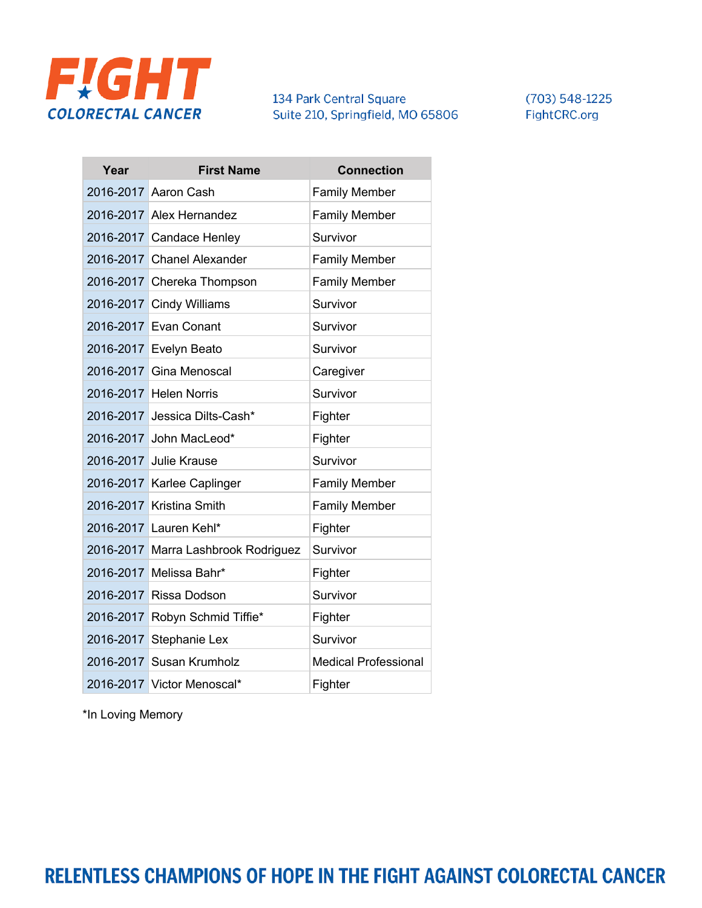FIGHT COLORECTAL CANCER

134 Park Central Square
Suite 210, Springfield, MO 65806

(703) 548-1225
FightCRC.org

| Year | First Name | Connection |
|---|---|---|
| 2016-2017 | Aaron Cash | Family Member |
| 2016-2017 | Alex Hernandez | Family Member |
| 2016-2017 | Candace Henley | Survivor |
| 2016-2017 | Chanel Alexander | Family Member |
| 2016-2017 | Chereka Thompson | Family Member |
| 2016-2017 | Cindy Williams | Survivor |
| 2016-2017 | Evan Conant | Survivor |
| 2016-2017 | Evelyn Beato | Survivor |
| 2016-2017 | Gina Menoscal | Caregiver |
| 2016-2017 | Helen Norris | Survivor |
| 2016-2017 | Jessica Dilts-Cash* | Fighter |
| 2016-2017 | John MacLeod* | Fighter |
| 2016-2017 | Julie Krause | Survivor |
| 2016-2017 | Karlee Caplinger | Family Member |
| 2016-2017 | Kristina Smith | Family Member |
| 2016-2017 | Lauren Kehl* | Fighter |
| 2016-2017 | Marra Lashbrook Rodriguez | Survivor |
| 2016-2017 | Melissa Bahr* | Fighter |
| 2016-2017 | Rissa Dodson | Survivor |
| 2016-2017 | Robyn Schmid Tiffie* | Fighter |
| 2016-2017 | Stephanie Lex | Survivor |
| 2016-2017 | Susan Krumholz | Medical Professional |
| 2016-2017 | Victor Menoscal* | Fighter |

*In Loving Memory

RELENTLESS CHAMPIONS OF HOPE IN THE FIGHT AGAINST COLORECTAL CANCER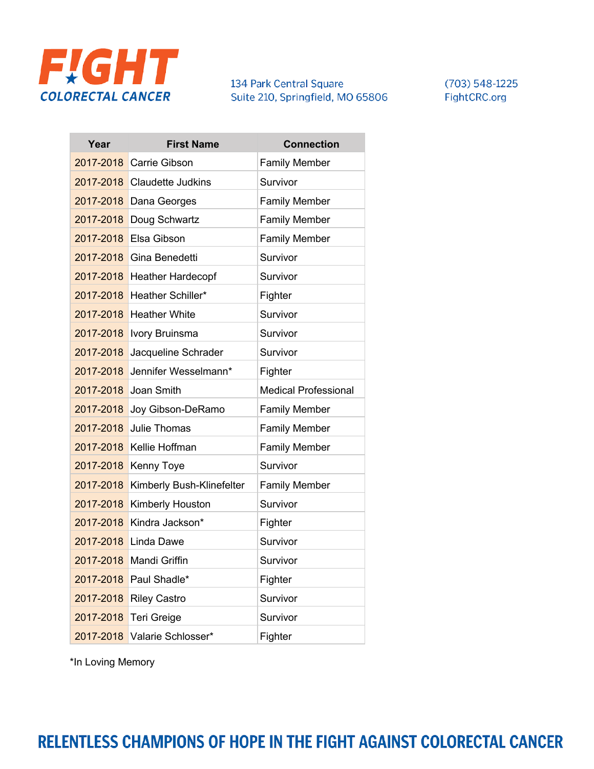FIGHT COLORECTAL CANCER

134 Park Central Square
Suite 210, Springfield, MO 65806

(703) 548-1225
FightCRC.org

| Year | First Name | Connection |
|---|---|---|
| 2017-2018 | Carrie Gibson | Family Member |
| 2017-2018 | Claudette Judkins | Survivor |
| 2017-2018 | Dana Georges | Family Member |
| 2017-2018 | Doug Schwartz | Family Member |
| 2017-2018 | Elsa Gibson | Family Member |
| 2017-2018 | Gina Benedetti | Survivor |
| 2017-2018 | Heather Hardecopf | Survivor |
| 2017-2018 | Heather Schiller* | Fighter |
| 2017-2018 | Heather White | Survivor |
| 2017-2018 | Ivory Bruinsma | Survivor |
| 2017-2018 | Jacqueline Schrader | Survivor |
| 2017-2018 | Jennifer Wesselmann* | Fighter |
| 2017-2018 | Joan Smith | Medical Professional |
| 2017-2018 | Joy Gibson-DeRamo | Family Member |
| 2017-2018 | Julie Thomas | Family Member |
| 2017-2018 | Kellie Hoffman | Family Member |
| 2017-2018 | Kenny Toye | Survivor |
| 2017-2018 | Kimberly Bush-Klinefelter | Family Member |
| 2017-2018 | Kimberly Houston | Survivor |
| 2017-2018 | Kindra Jackson* | Fighter |
| 2017-2018 | Linda Dawe | Survivor |
| 2017-2018 | Mandi Griffin | Survivor |
| 2017-2018 | Paul Shadle* | Fighter |
| 2017-2018 | Riley Castro | Survivor |
| 2017-2018 | Teri Greige | Survivor |
| 2017-2018 | Valarie Schlosser* | Fighter |

*In Loving Memory

RELENTLESS CHAMPIONS OF HOPE IN THE FIGHT AGAINST COLORECTAL CANCER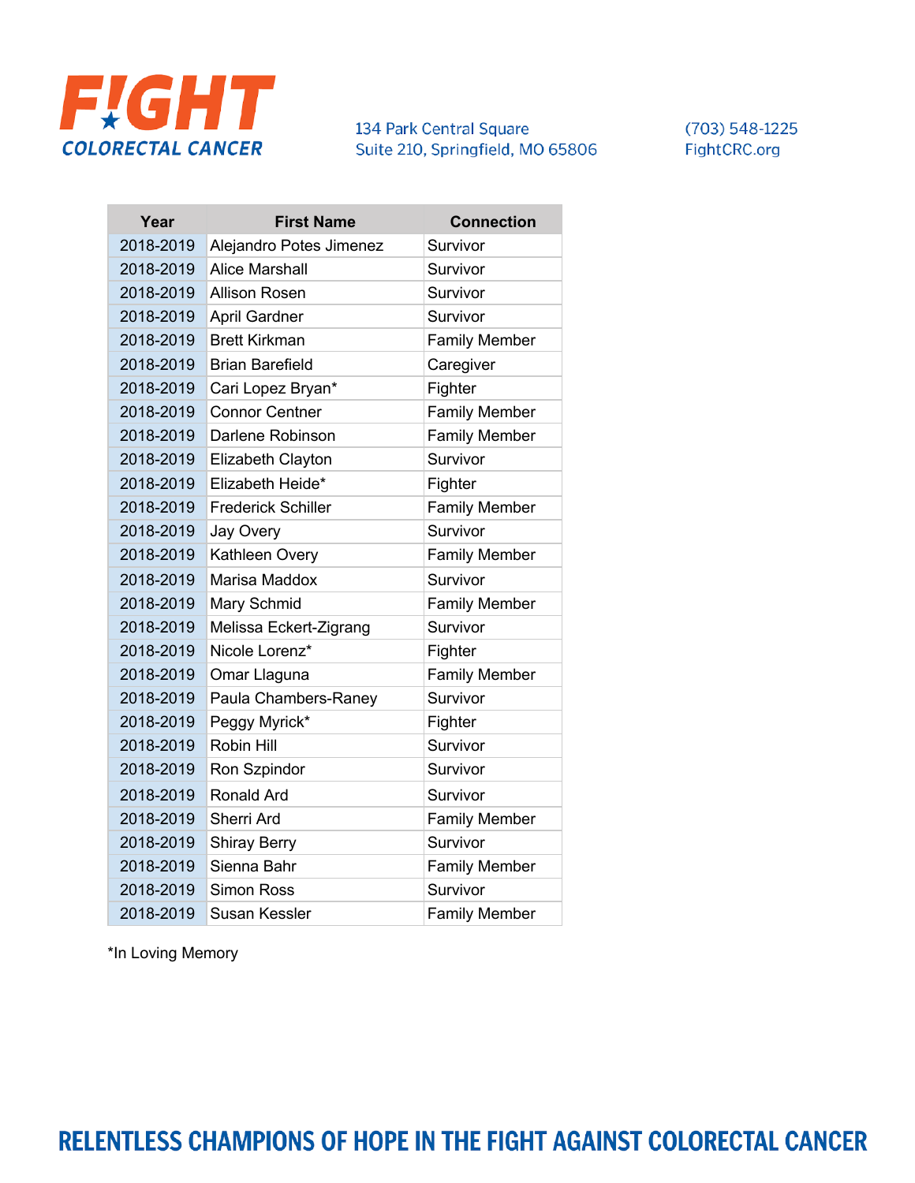**FIGHT COLORECTAL CANCER**

134 Park Central Square
Suite 210, Springfield, MO 65806

(703) 548-1225
FightCRC.org

| Year | First Name | Connection |
|---|---|---|
| 2018-2019 | Alejandro Potes Jimenez | Survivor |
| 2018-2019 | Alice Marshall | Survivor |
| 2018-2019 | Allison Rosen | Survivor |
| 2018-2019 | April Gardner | Survivor |
| 2018-2019 | Brett Kirkman | Family Member |
| 2018-2019 | Brian Barefield | Caregiver |
| 2018-2019 | Cari Lopez Bryan* | Fighter |
| 2018-2019 | Connor Centner | Family Member |
| 2018-2019 | Darlene Robinson | Family Member |
| 2018-2019 | Elizabeth Clayton | Survivor |
| 2018-2019 | Elizabeth Heide* | Fighter |
| 2018-2019 | Frederick Schiller | Family Member |
| 2018-2019 | Jay Overy | Survivor |
| 2018-2019 | Kathleen Overy | Family Member |
| 2018-2019 | Marisa Maddox | Survivor |
| 2018-2019 | Mary Schmid | Family Member |
| 2018-2019 | Melissa Eckert-Zigrang | Survivor |
| 2018-2019 | Nicole Lorenz* | Fighter |
| 2018-2019 | Omar Llaguna | Family Member |
| 2018-2019 | Paula Chambers-Raney | Survivor |
| 2018-2019 | Peggy Myrick* | Fighter |
| 2018-2019 | Robin Hill | Survivor |
| 2018-2019 | Ron Szpindor | Survivor |
| 2018-2019 | Ronald Ard | Survivor |
| 2018-2019 | Sherri Ard | Family Member |
| 2018-2019 | Shiray Berry | Survivor |
| 2018-2019 | Sienna Bahr | Family Member |
| 2018-2019 | Simon Ross | Survivor |
| 2018-2019 | Susan Kessler | Family Member |

*In Loving Memory

**RELENTLESS CHAMPIONS OF HOPE IN THE FIGHT AGAINST COLORECTAL CANCER**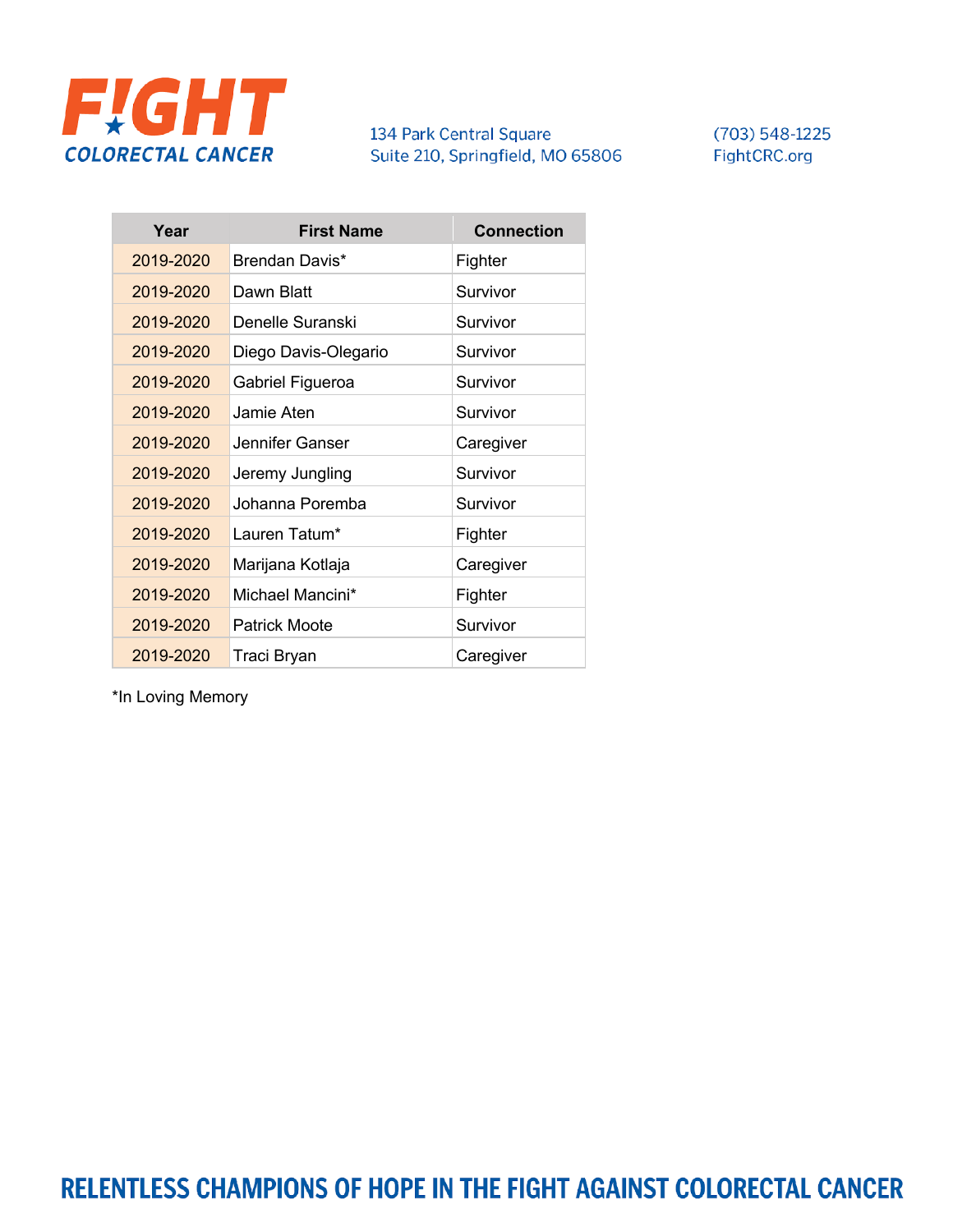| Year | First Name | Connection |
|---|---|---|
| 2019-2020 | Brendan Davis* | Fighter |
| 2019-2020 | Dawn Blatt | Survivor |
| 2019-2020 | Denelle Suranski | Survivor |
| 2019-2020 | Diego Davis-Olegario | Survivor |
| 2019-2020 | Gabriel Figueroa | Survivor |
| 2019-2020 | Jamie Aten | Survivor |
| 2019-2020 | Jennifer Ganser | Caregiver |
| 2019-2020 | Jeremy Jungling | Survivor |
| 2019-2020 | Johanna Poremba | Survivor |
| 2019-2020 | Lauren Tatum* | Fighter |
| 2019-2020 | Marijana Kotlaja | Caregiver |
| 2019-2020 | Michael Mancini* | Fighter |
| 2019-2020 | Patrick Moote | Survivor |
| 2019-2020 | Traci Bryan | Caregiver |

*In Loving Memory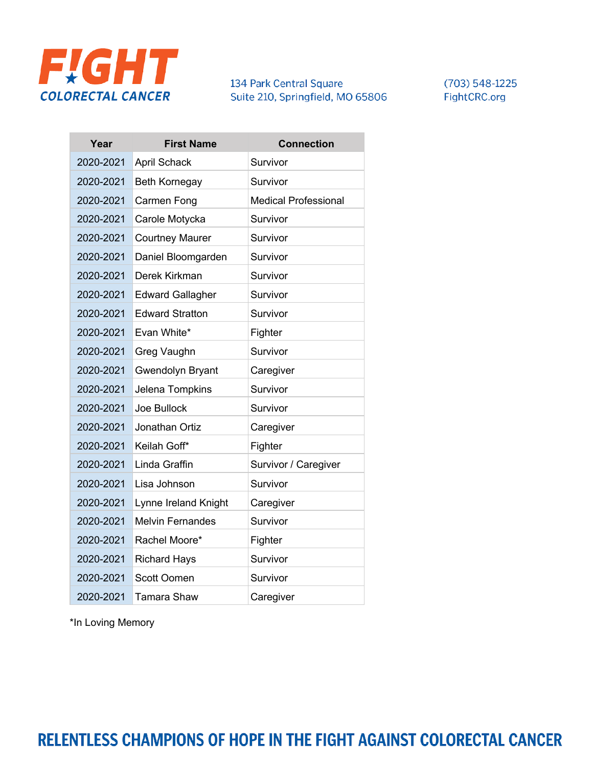| Year | First Name | Connection |
| --- | --- | --- |
| 2020-2021 | April Schack | Survivor |
| 2020-2021 | Beth Kornegay | Survivor |
| 2020-2021 | Carmen Fong | Medical Professional |
| 2020-2021 | Carole Motycka | Survivor |
| 2020-2021 | Courtney Maurer | Survivor |
| 2020-2021 | Daniel Bloomgarden | Survivor |
| 2020-2021 | Derek Kirkman | Survivor |
| 2020-2021 | Edward Gallagher | Survivor |
| 2020-2021 | Edward Stratton | Survivor |
| 2020-2021 | Evan White* | Fighter |
| 2020-2021 | Greg Vaughn | Survivor |
| 2020-2021 | Gwendolyn Bryant | Caregiver |
| 2020-2021 | Jelena Tompkins | Survivor |
| 2020-2021 | Joe Bullock | Survivor |
| 2020-2021 | Jonathan Ortiz | Caregiver |
| 2020-2021 | Keilah Goff* | Fighter |
| 2020-2021 | Linda Graffin | Survivor / Caregiver |
| 2020-2021 | Lisa Johnson | Survivor |
| 2020-2021 | Lynne Ireland Knight | Caregiver |
| 2020-2021 | Melvin Fernandes | Survivor |
| 2020-2021 | Rachel Moore* | Fighter |
| 2020-2021 | Richard Hays | Survivor |
| 2020-2021 | Scott Oomen | Survivor |
| 2020-2021 | Tamara Shaw | Caregiver |

*In Loving Memory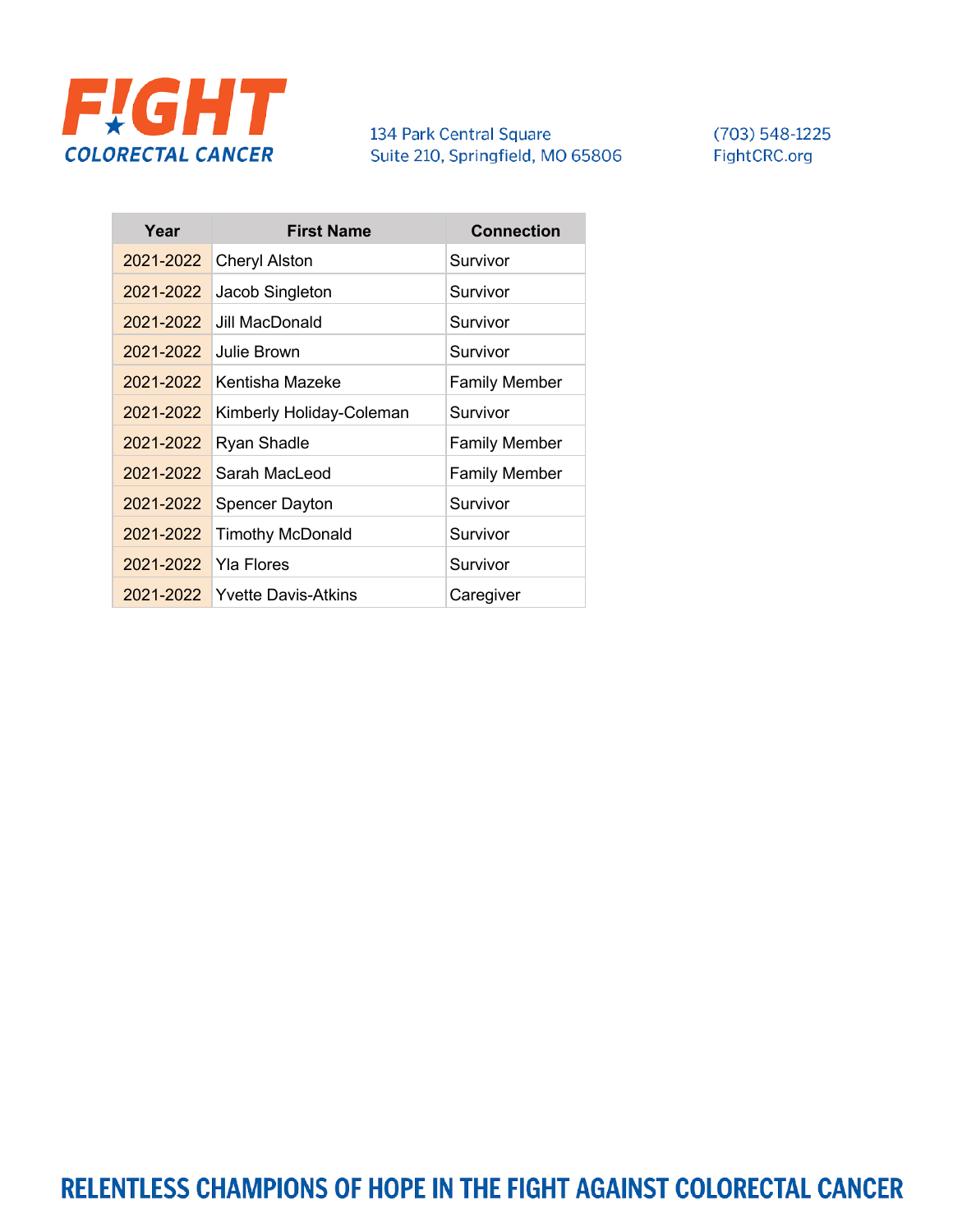FIGHT COLORECTAL CANCER

134 Park Central Square
Suite 210, Springfield, MO 65806

(703) 548-1225
FightCRC.org

| Year | First Name | Connection |
|---|---|---|
| 2021-2022 | Cheryl Alston | Survivor |
| 2021-2022 | Jacob Singleton | Survivor |
| 2021-2022 | Jill MacDonald | Survivor |
| 2021-2022 | Julie Brown | Survivor |
| 2021-2022 | Kentisha Mazeke | Family Member |
| 2021-2022 | Kimberly Holiday-Coleman | Survivor |
| 2021-2022 | Ryan Shadle | Family Member |
| 2021-2022 | Sarah MacLeod | Family Member |
| 2021-2022 | Spencer Dayton | Survivor |
| 2021-2022 | Timothy McDonald | Survivor |
| 2021-2022 | Yla Flores | Survivor |
| 2021-2022 | Yvette Davis-Atkins | Caregiver |

RELENTLESS CHAMPIONS OF HOPE IN THE FIGHT AGAINST COLORECTAL CANCER